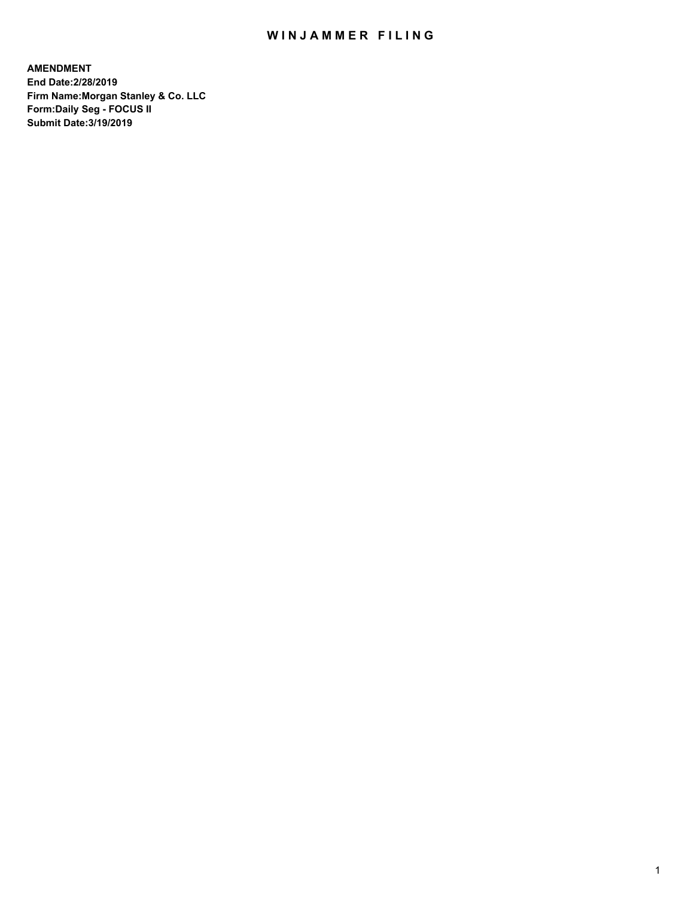# WINJAMMER FILING

**AMENDMENT**
**End Date:2/28/2019**
**Firm Name:Morgan Stanley & Co. LLC**
**Form:Daily Seg - FOCUS II**
**Submit Date:3/19/2019**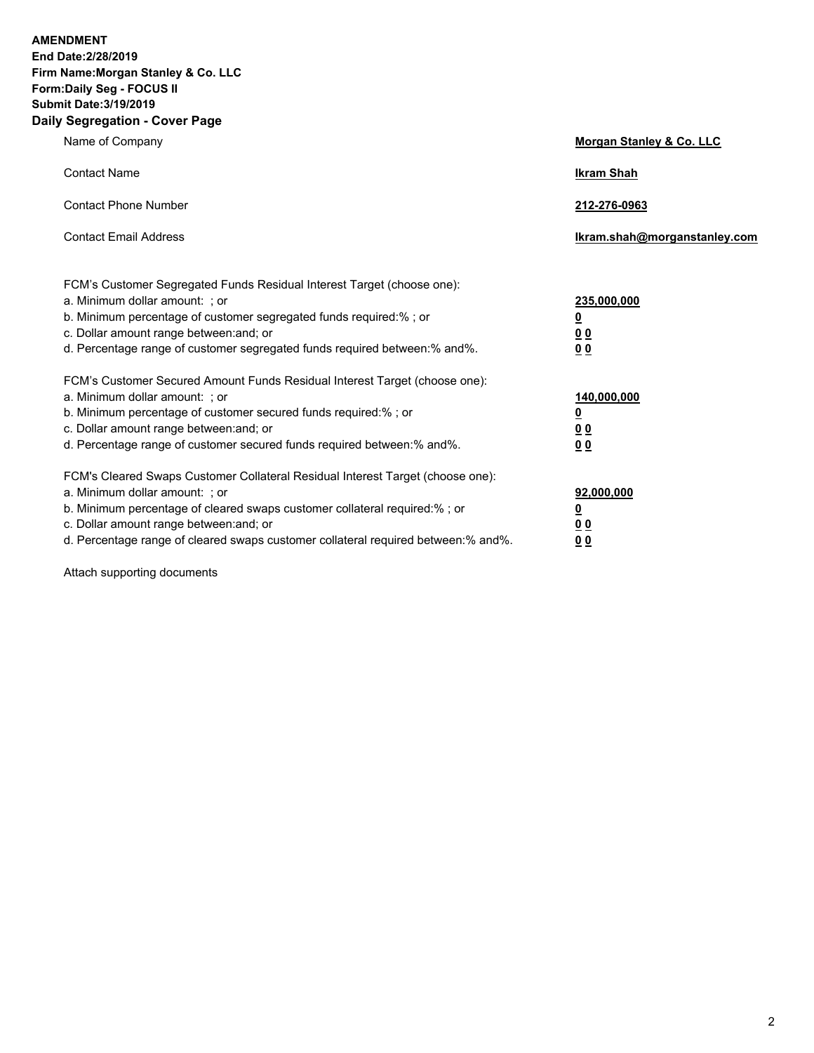**AMENDMENT**
**End Date:2/28/2019**
**Firm Name:Morgan Stanley & Co. LLC**
**Form:Daily Seg - FOCUS II**
**Submit Date:3/19/2019**
**Daily Segregation - Cover Page**

| | |
|---|---|
| Name of Company | **Morgan Stanley & Co. LLC** |
| Contact Name | **Ikram Shah** |
| Contact Phone Number | **212-276-0963** |
| Contact Email Address | **Ikram.shah@morganstanley.com** |

FCM's Customer Segregated Funds Residual Interest Target (choose one):

| | |
|---|---|
| a. Minimum dollar amount: ; or | **235,000,000** |
| b. Minimum percentage of customer segregated funds required:% ; or | **0** |
| c. Dollar amount range between:and; or | **0 0** |
| d. Percentage range of customer segregated funds required between:% and%. | **0 0** |

FCM's Customer Secured Amount Funds Residual Interest Target (choose one):

| | |
|---|---|
| a. Minimum dollar amount: ; or | **140,000,000** |
| b. Minimum percentage of customer secured funds required:% ; or | **0** |
| c. Dollar amount range between:and; or | **0 0** |
| d. Percentage range of customer secured funds required between:% and%. | **0 0** |

FCM's Cleared Swaps Customer Collateral Residual Interest Target (choose one):

| | |
|---|---|
| a. Minimum dollar amount: ; or | **92,000,000** |
| b. Minimum percentage of cleared swaps customer collateral required:% ; or | **0** |
| c. Dollar amount range between:and; or | **0 0** |
| d. Percentage range of cleared swaps customer collateral required between:% and%. | **0 0** |

Attach supporting documents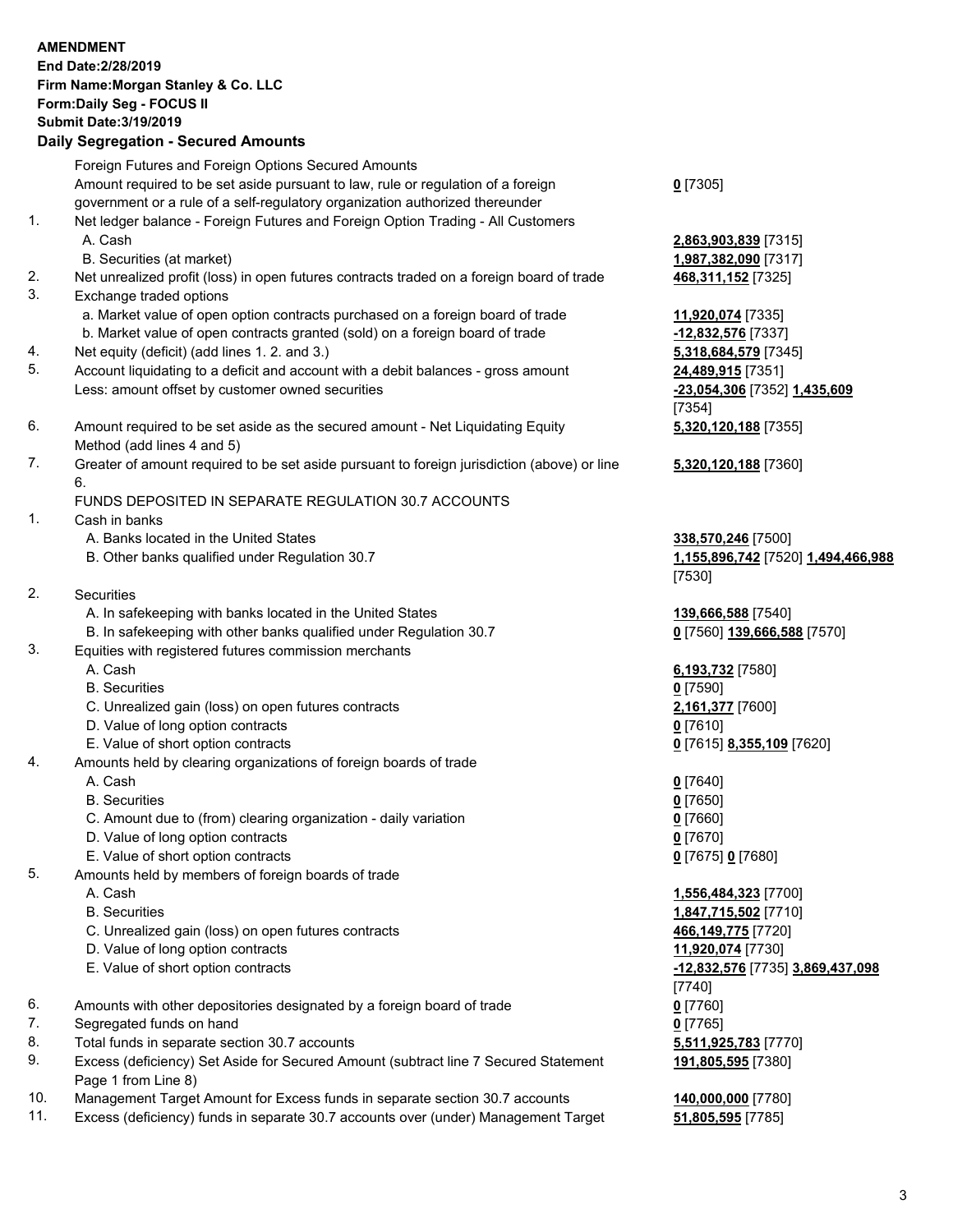**AMENDMENT**
**End Date:2/28/2019**
**Firm Name:Morgan Stanley & Co. LLC**
**Form:Daily Seg - FOCUS II**
**Submit Date:3/19/2019**

**Daily Segregation - Secured Amounts**

| | | |
|---|---|---|
| | Foreign Futures and Foreign Options Secured Amounts | |
| | Amount required to be set aside pursuant to law, rule or regulation of a foreign government or a rule of a self-regulatory organization authorized thereunder | **0** [7305] |
| 1. | Net ledger balance - Foreign Futures and Foreign Option Trading - All Customers | |
| | A. Cash | **2,863,903,839** [7315] |
| | B. Securities (at market) | **1,987,382,090** [7317] |
| 2. | Net unrealized profit (loss) in open futures contracts traded on a foreign board of trade | **468,311,152** [7325] |
| 3. | Exchange traded options | |
| | a. Market value of open option contracts purchased on a foreign board of trade | **11,920,074** [7335] |
| | b. Market value of open contracts granted (sold) on a foreign board of trade | **-12,832,576** [7337] |
| 4. | Net equity (deficit) (add lines 1. 2. and 3.) | **5,318,684,579** [7345] |
| 5. | Account liquidating to a deficit and account with a debit balances - gross amount | **24,489,915** [7351] |
| | Less: amount offset by customer owned securities | **-23,054,306** [7352] **1,435,609** [7354] |
| 6. | Amount required to be set aside as the secured amount - Net Liquidating Equity Method (add lines 4 and 5) | **5,320,120,188** [7355] |
| 7. | Greater of amount required to be set aside pursuant to foreign jurisdiction (above) or line 6. | **5,320,120,188** [7360] |
| | FUNDS DEPOSITED IN SEPARATE REGULATION 30.7 ACCOUNTS | |
| 1. | Cash in banks | |
| | A. Banks located in the United States | **338,570,246** [7500] |
| | B. Other banks qualified under Regulation 30.7 | **1,155,896,742** [7520] **1,494,466,988** [7530] |
| 2. | Securities | |
| | A. In safekeeping with banks located in the United States | **139,666,588** [7540] |
| | B. In safekeeping with other banks qualified under Regulation 30.7 | **0** [7560] **139,666,588** [7570] |
| 3. | Equities with registered futures commission merchants | |
| | A. Cash | **6,193,732** [7580] |
| | B. Securities | **0** [7590] |
| | C. Unrealized gain (loss) on open futures contracts | **2,161,377** [7600] |
| | D. Value of long option contracts | **0** [7610] |
| | E. Value of short option contracts | **0** [7615] **8,355,109** [7620] |
| 4. | Amounts held by clearing organizations of foreign boards of trade | |
| | A. Cash | **0** [7640] |
| | B. Securities | **0** [7650] |
| | C. Amount due to (from) clearing organization - daily variation | **0** [7660] |
| | D. Value of long option contracts | **0** [7670] |
| | E. Value of short option contracts | **0** [7675] **0** [7680] |
| 5. | Amounts held by members of foreign boards of trade | |
| | A. Cash | **1,556,484,323** [7700] |
| | B. Securities | **1,847,715,502** [7710] |
| | C. Unrealized gain (loss) on open futures contracts | **466,149,775** [7720] |
| | D. Value of long option contracts | **11,920,074** [7730] |
| | E. Value of short option contracts | **-12,832,576** [7735] **3,869,437,098** [7740] |
| 6. | Amounts with other depositories designated by a foreign board of trade | **0** [7760] |
| 7. | Segregated funds on hand | **0** [7765] |
| 8. | Total funds in separate section 30.7 accounts | **5,511,925,783** [7770] |
| 9. | Excess (deficiency) Set Aside for Secured Amount (subtract line 7 Secured Statement Page 1 from Line 8) | **191,805,595** [7380] |
| 10. | Management Target Amount for Excess funds in separate section 30.7 accounts | **140,000,000** [7780] |
| 11. | Excess (deficiency) funds in separate 30.7 accounts over (under) Management Target | **51,805,595** [7785] |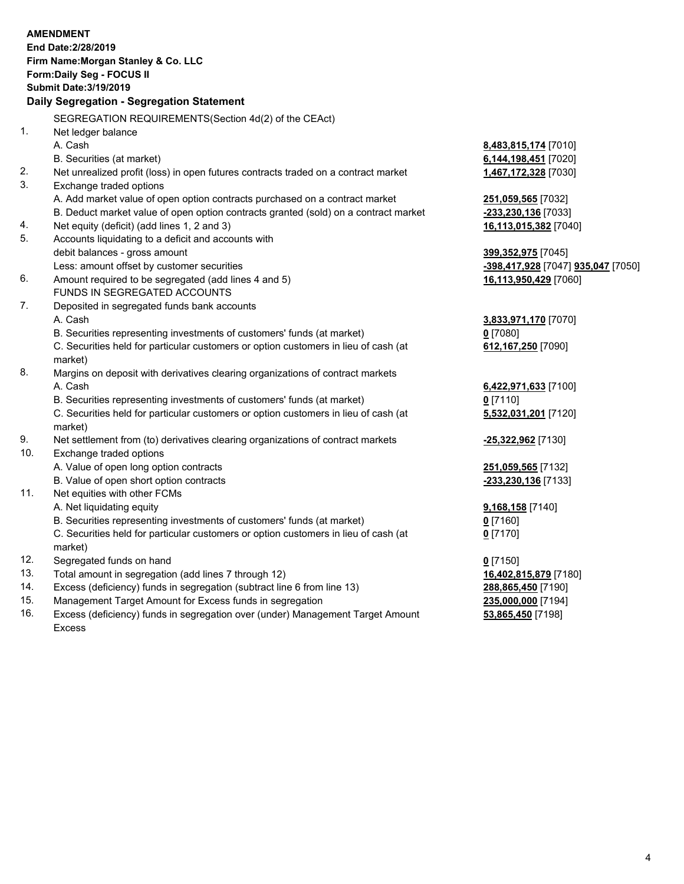**AMENDMENT**
**End Date:2/28/2019**
**Firm Name:Morgan Stanley & Co. LLC**
**Form:Daily Seg - FOCUS II**
**Submit Date:3/19/2019**

**Daily Segregation - Segregation Statement**

SEGREGATION REQUIREMENTS(Section 4d(2) of the CEAct)

| | | |
|---|---|---|
| 1. | Net ledger balance | |
| | A. Cash | **8,483,815,174** [7010] |
| | B. Securities (at market) | **6,144,198,451** [7020] |
| 2. | Net unrealized profit (loss) in open futures contracts traded on a contract market | **1,467,172,328** [7030] |
| 3. | Exchange traded options | |
| | A. Add market value of open option contracts purchased on a contract market | **251,059,565** [7032] |
| | B. Deduct market value of open option contracts granted (sold) on a contract market | **-233,230,136** [7033] |
| 4. | Net equity (deficit) (add lines 1, 2 and 3) | **16,113,015,382** [7040] |
| 5. | Accounts liquidating to a deficit and accounts with debit balances - gross amount | **399,352,975** [7045] |
| | Less: amount offset by customer securities | **-398,417,928** [7047] **935,047** [7050] |
| 6. | Amount required to be segregated (add lines 4 and 5) | **16,113,950,429** [7060] |
| | FUNDS IN SEGREGATED ACCOUNTS | |
| 7. | Deposited in segregated funds bank accounts | |
| | A. Cash | **3,833,971,170** [7070] |
| | B. Securities representing investments of customers' funds (at market) | **0** [7080] |
| | C. Securities held for particular customers or option customers in lieu of cash (at market) | **612,167,250** [7090] |
| 8. | Margins on deposit with derivatives clearing organizations of contract markets | |
| | A. Cash | **6,422,971,633** [7100] |
| | B. Securities representing investments of customers' funds (at market) | **0** [7110] |
| | C. Securities held for particular customers or option customers in lieu of cash (at market) | **5,532,031,201** [7120] |
| 9. | Net settlement from (to) derivatives clearing organizations of contract markets | **-25,322,962** [7130] |
| 10. | Exchange traded options | |
| | A. Value of open long option contracts | **251,059,565** [7132] |
| | B. Value of open short option contracts | **-233,230,136** [7133] |
| 11. | Net equities with other FCMs | |
| | A. Net liquidating equity | **9,168,158** [7140] |
| | B. Securities representing investments of customers' funds (at market) | **0** [7160] |
| | C. Securities held for particular customers or option customers in lieu of cash (at market) | **0** [7170] |
| 12. | Segregated funds on hand | **0** [7150] |
| 13. | Total amount in segregation (add lines 7 through 12) | **16,402,815,879** [7180] |
| 14. | Excess (deficiency) funds in segregation (subtract line 6 from line 13) | **288,865,450** [7190] |
| 15. | Management Target Amount for Excess funds in segregation | **235,000,000** [7194] |
| 16. | Excess (deficiency) funds in segregation over (under) Management Target Amount Excess | **53,865,450** [7198] |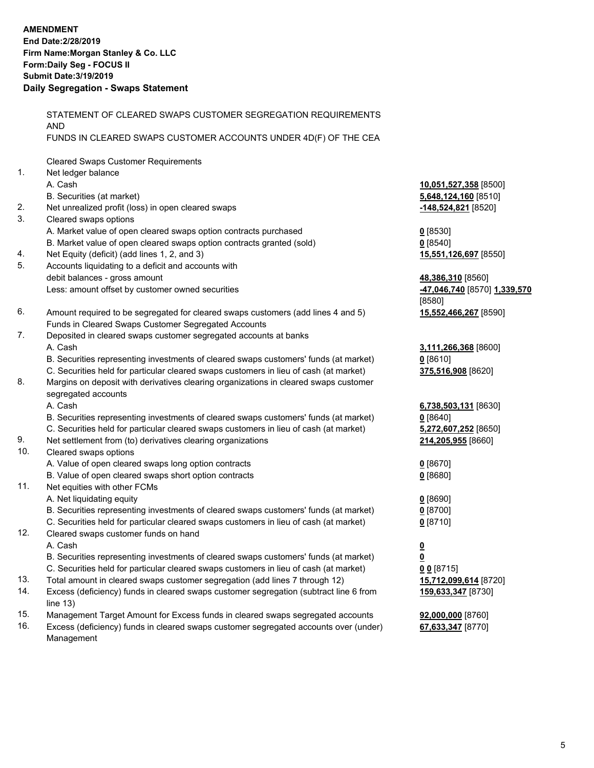**AMENDMENT**
**End Date:2/28/2019**
**Firm Name:Morgan Stanley & Co. LLC**
**Form:Daily Seg - FOCUS II**
**Submit Date:3/19/2019**
**Daily Segregation - Swaps Statement**

STATEMENT OF CLEARED SWAPS CUSTOMER SEGREGATION REQUIREMENTS AND FUNDS IN CLEARED SWAPS CUSTOMER ACCOUNTS UNDER 4D(F) OF THE CEA

| | | |
|---|---|---|
| | Cleared Swaps Customer Requirements | |
| 1. | Net ledger balance | |
| | A. Cash | **10,051,527,358** [8500] |
| | B. Securities (at market) | **5,648,124,160** [8510] |
| 2. | Net unrealized profit (loss) in open cleared swaps | **-148,524,821** [8520] |
| 3. | Cleared swaps options | |
| | A. Market value of open cleared swaps option contracts purchased | **0** [8530] |
| | B. Market value of open cleared swaps option contracts granted (sold) | **0** [8540] |
| 4. | Net Equity (deficit) (add lines 1, 2, and 3) | **15,551,126,697** [8550] |
| 5. | Accounts liquidating to a deficit and accounts with debit balances - gross amount | **48,386,310** [8560] |
| | Less: amount offset by customer owned securities | **-47,046,740** [8570] **1,339,570** [8580] |
| 6. | Amount required to be segregated for cleared swaps customers (add lines 4 and 5) | **15,552,466,267** [8590] |
| | Funds in Cleared Swaps Customer Segregated Accounts | |
| 7. | Deposited in cleared swaps customer segregated accounts at banks | |
| | A. Cash | **3,111,266,368** [8600] |
| | B. Securities representing investments of cleared swaps customers' funds (at market) | **0** [8610] |
| | C. Securities held for particular cleared swaps customers in lieu of cash (at market) | **375,516,908** [8620] |
| 8. | Margins on deposit with derivatives clearing organizations in cleared swaps customer segregated accounts | |
| | A. Cash | **6,738,503,131** [8630] |
| | B. Securities representing investments of cleared swaps customers' funds (at market) | **0** [8640] |
| | C. Securities held for particular cleared swaps customers in lieu of cash (at market) | **5,272,607,252** [8650] |
| 9. | Net settlement from (to) derivatives clearing organizations | **214,205,955** [8660] |
| 10. | Cleared swaps options | |
| | A. Value of open cleared swaps long option contracts | **0** [8670] |
| | B. Value of open cleared swaps short option contracts | **0** [8680] |
| 11. | Net equities with other FCMs | |
| | A. Net liquidating equity | **0** [8690] |
| | B. Securities representing investments of cleared swaps customers' funds (at market) | **0** [8700] |
| | C. Securities held for particular cleared swaps customers in lieu of cash (at market) | **0** [8710] |
| 12. | Cleared swaps customer funds on hand | |
| | A. Cash | **0** |
| | B. Securities representing investments of cleared swaps customers' funds (at market) | **0** |
| | C. Securities held for particular cleared swaps customers in lieu of cash (at market) | **0** **0** [8715] |
| 13. | Total amount in cleared swaps customer segregation (add lines 7 through 12) | **15,712,099,614** [8720] |
| 14. | Excess (deficiency) funds in cleared swaps customer segregation (subtract line 6 from line 13) | **159,633,347** [8730] |
| 15. | Management Target Amount for Excess funds in cleared swaps segregated accounts | **92,000,000** [8760] |
| 16. | Excess (deficiency) funds in cleared swaps customer segregated accounts over (under) Management | **67,633,347** [8770] |